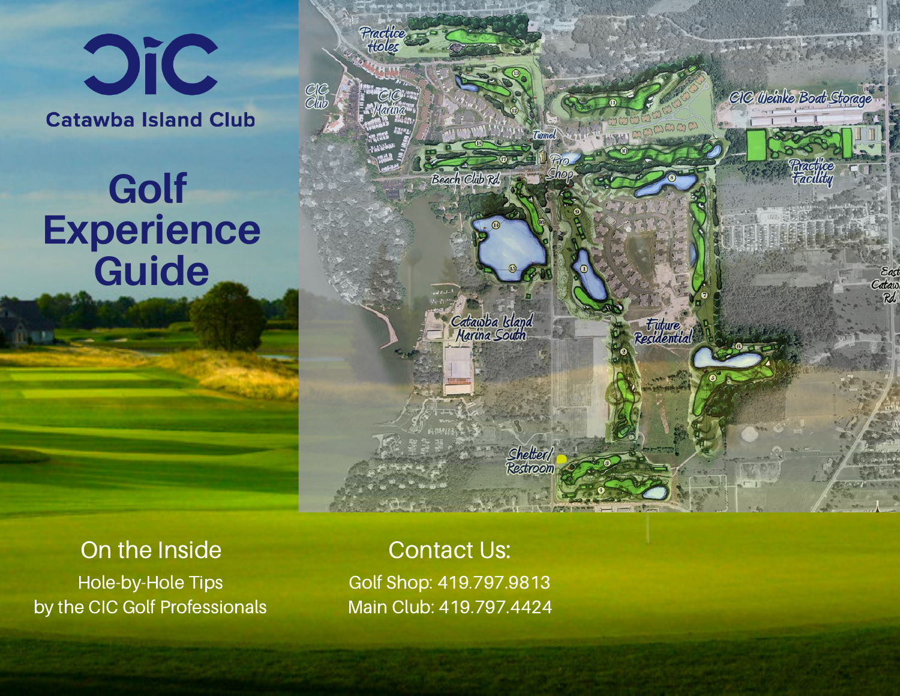# Catawba Island Club

# Golf Experience Guide

## On the Inside

Hole-by-Hole Tips
by the CIC Golf Professionals

## Contact Us:

Golf Shop: 419.797.9813
Main Club: 419.797.4424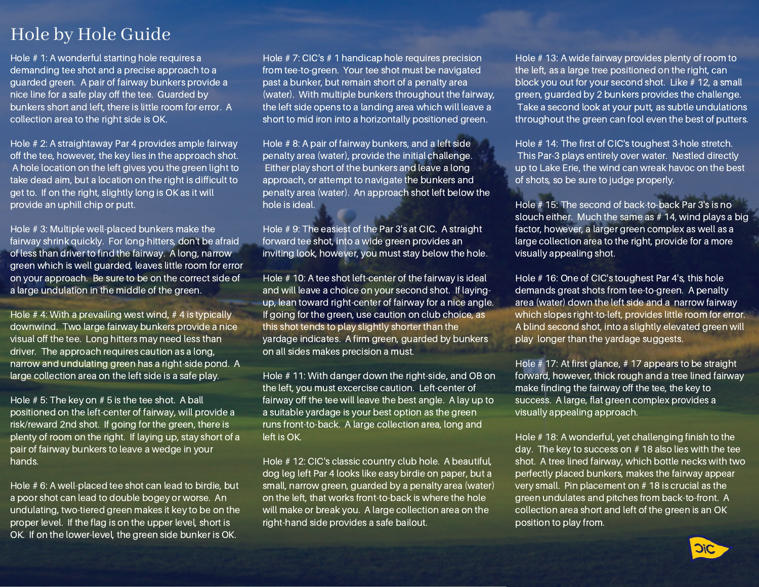# Hole by Hole Guide

Hole # 1: A wonderful starting hole requires a demanding tee shot and a precise approach to a guarded green. A pair of fairway bunkers provide a nice line for a safe play off the tee. Guarded by bunkers short and left, there is little room for error. A collection area to the right side is OK.

Hole # 2: A straightaway Par 4 provides ample fairway off the tee, however, the key lies in the approach shot. A hole location on the left gives you the green light to take dead aim, but a location on the right is difficult to get to. If on the right, slightly long is OK as it will provide an uphill chip or putt.

Hole # 3: Multiple well-placed bunkers make the fairway shrink quickly. For long-hitters, don't be afraid of less than driver to find the fairway. A long, narrow green which is well guarded, leaves little room for error on your approach. Be sure to be on the correct side of a large undulation in the middle of the green.

Hole # 4: With a prevailing west wind, # 4 is typically downwind. Two large fairway bunkers provide a nice visual off the tee. Long hitters may need less than driver. The approach requires caution as a long, narrow and undulating green has a right-side pond. A large collection area on the left side is a safe play.

Hole # 5: The key on # 5 is the tee shot. A ball positioned on the left-center of fairway, will provide a risk/reward 2nd shot. If going for the green, there is plenty of room on the right. If laying up, stay short of a pair of fairway bunkers to leave a wedge in your hands.

Hole # 6: A well-placed tee shot can lead to birdie, but a poor shot can lead to double bogey or worse. An undulating, two-tiered green makes it key to be on the proper level. If the flag is on the upper level, short is OK. If on the lower-level, the green side bunker is OK.

Hole # 7: CIC's # 1 handicap hole requires precision from tee-to-green. Your tee shot must be navigated past a bunker, but remain short of a penalty area (water). With multiple bunkers throughout the fairway, the left side opens to a landing area which will leave a short to mid iron into a horizontally positioned green.

Hole # 8: A pair of fairway bunkers, and a left side penalty area (water), provide the initial challenge. Either play short of the bunkers and leave a long approach, or attempt to navigate the bunkers and penalty area (water). An approach shot left below the hole is ideal.

Hole # 9: The easiest of the Par 3's at CIC. A straight forward tee shot, into a wide green provides an inviting look, however, you must stay below the hole.

Hole # 10: A tee shot left-center of the fairway is ideal and will leave a choice on your second shot. If laying-up, lean toward right-center of fairway for a nice angle. If going for the green, use caution on club choice, as this shot tends to play slightly shorter than the yardage indicates. A firm green, guarded by bunkers on all sides makes precision a must.

Hole # 11: With danger down the right-side, and OB on the left, you must excercise caution. Left-center of fairway off the tee will leave the best angle. A lay up to a suitable yardage is your best option as the green runs front-to-back. A large collection area, long and left is OK.

Hole # 12: CIC's classic country club hole. A beautiful, dog leg left Par 4 looks like easy birdie on paper, but a small, narrow green, guarded by a penalty area (water) on the left, that works front-to-back is where the hole will make or break you. A large collection area on the right-hand side provides a safe bailout.

Hole # 13: A wide fairway provides plenty of room to the left, as a large tree positioned on the right, can block you out for your second shot. Like # 12, a small green, guarded by 2 bunkers provides the challenge. Take a second look at your putt, as subtle undulations throughout the green can fool even the best of putters.

Hole # 14: The first of CIC's toughest 3-hole stretch. This Par-3 plays entirely over water. Nestled directly up to Lake Erie, the wind can wreak havoc on the best of shots, so be sure to judge properly.

Hole # 15: The second of back-to-back Par 3's is no slouch either. Much the same as # 14, wind plays a big factor, however, a larger green complex as well as a large collection area to the right, provide for a more visually appealing shot.

Hole # 16: One of CIC's toughest Par 4's, this hole demands great shots from tee-to-green. A penalty area (water) down the left side and a narrow fairway which slopes right-to-left, provides little room for error. A blind second shot, into a slightly elevated green will play longer than the yardage suggests.

Hole # 17: At first glance, # 17 appears to be straight forward, however, thick rough and a tree lined fairway make finding the fairway off the tee, the key to success. A large, flat green complex provides a visually appealing approach.

Hole # 18: A wonderful, yet challenging finish to the day. The key to success on # 18 also lies with the tee shot. A tree lined fairway, which bottle necks with two perfectly placed bunkers, makes the fairway appear very small. Pin placement on # 18 is crucial as the green undulates and pitches from back-to-front. A collection area short and left of the green is an OK position to play from.